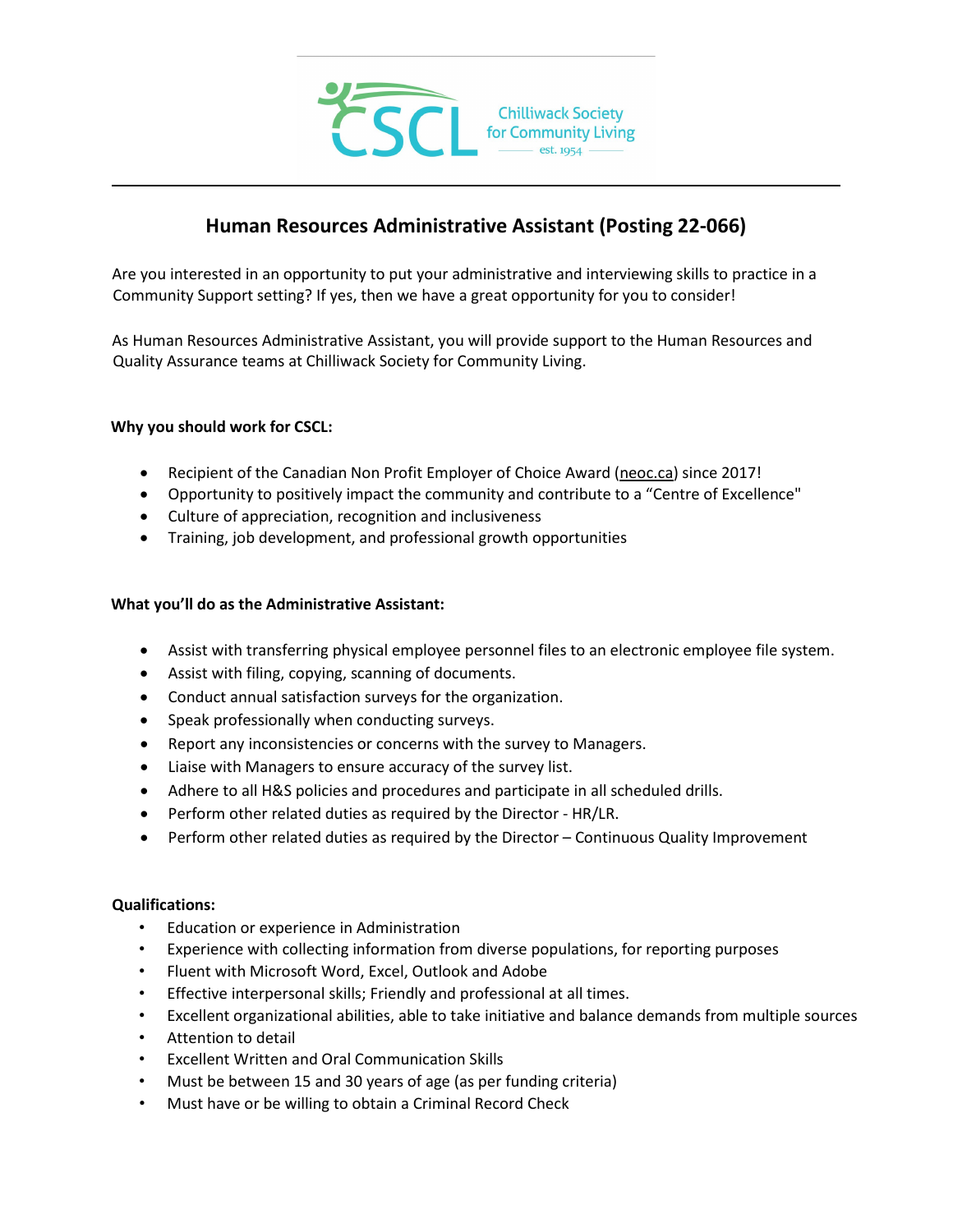CSCL Chilliwack Society for Community Living est. 1954

# Human Resources Administrative Assistant (Posting 22-066)

Are you interested in an opportunity to put your administrative and interviewing skills to practice in a Community Support setting? If yes, then we have a great opportunity for you to consider!

As Human Resources Administrative Assistant, you will provide support to the Human Resources and Quality Assurance teams at Chilliwack Society for Community Living.

**Why you should work for CSCL:**

- Recipient of the Canadian Non Profit Employer of Choice Award (neoc.ca) since 2017!
- Opportunity to positively impact the community and contribute to a "Centre of Excellence"
- Culture of appreciation, recognition and inclusiveness
- Training, job development, and professional growth opportunities

**What you'll do as the Administrative Assistant:**

- Assist with transferring physical employee personnel files to an electronic employee file system.
- Assist with filing, copying, scanning of documents.
- Conduct annual satisfaction surveys for the organization.
- Speak professionally when conducting surveys.
- Report any inconsistencies or concerns with the survey to Managers.
- Liaise with Managers to ensure accuracy of the survey list.
- Adhere to all H&S policies and procedures and participate in all scheduled drills.
- Perform other related duties as required by the Director - HR/LR.
- Perform other related duties as required by the Director – Continuous Quality Improvement

**Qualifications:**

- Education or experience in Administration
- Experience with collecting information from diverse populations, for reporting purposes
- Fluent with Microsoft Word, Excel, Outlook and Adobe
- Effective interpersonal skills; Friendly and professional at all times.
- Excellent organizational abilities, able to take initiative and balance demands from multiple sources
- Attention to detail
- Excellent Written and Oral Communication Skills
- Must be between 15 and 30 years of age (as per funding criteria)
- Must have or be willing to obtain a Criminal Record Check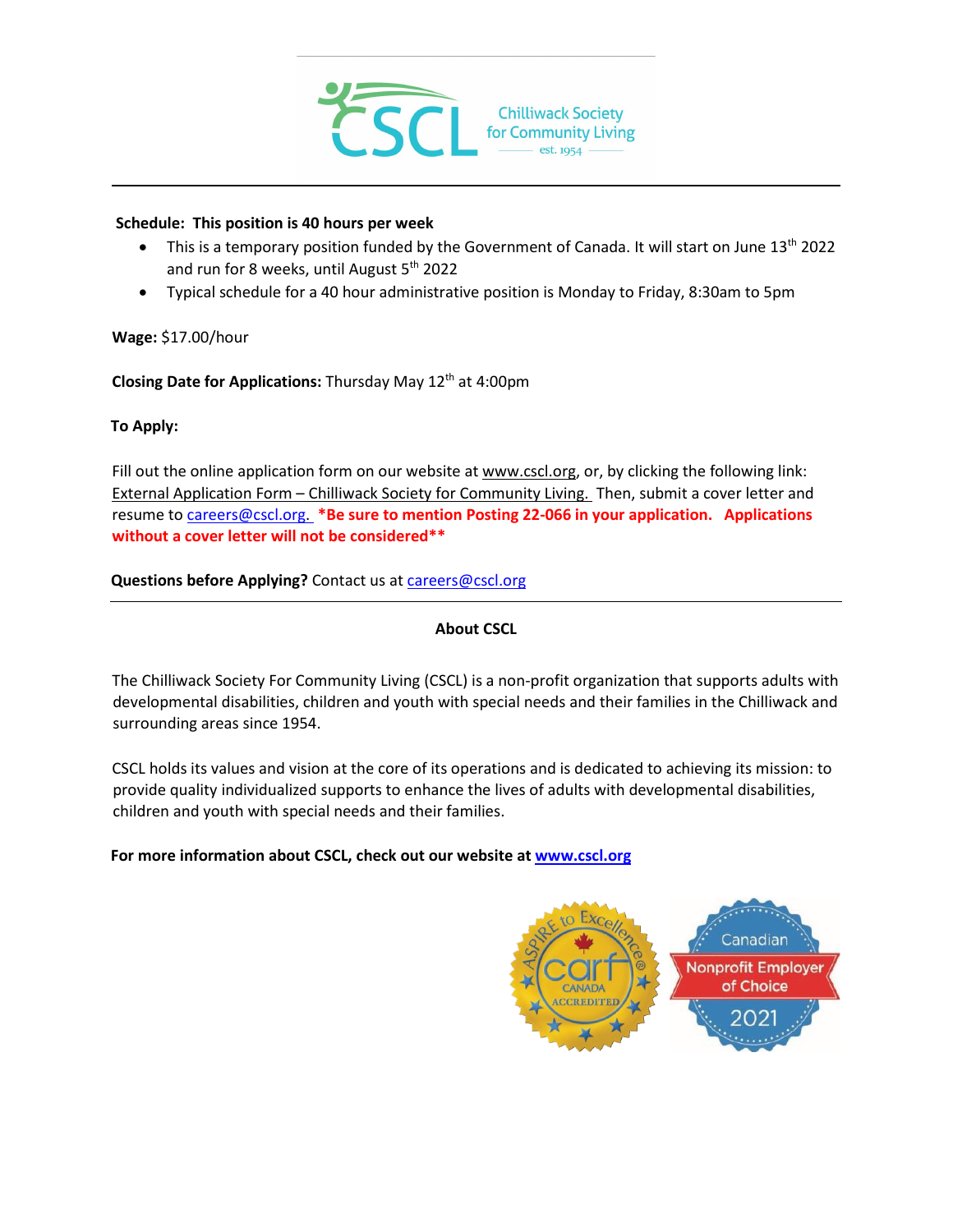**Schedule: This position is 40 hours per week**

- This is a temporary position funded by the Government of Canada. It will start on June 13th 2022 and run for 8 weeks, until August 5th 2022
- Typical schedule for a 40 hour administrative position is Monday to Friday, 8:30am to 5pm

**Wage:** $17.00/hour

**Closing Date for Applications:** Thursday May 12th at 4:00pm

**To Apply:**

Fill out the online application form on our website at www.cscl.org, or, by clicking the following link: External Application Form – Chilliwack Society for Community Living. Then, submit a cover letter and resume to careers@cscl.org. ***Be sure to mention Posting 22-066 in your application. Applications without a cover letter will not be considered****

**Questions before Applying?** Contact us at careers@cscl.org

---

**About CSCL**

The Chilliwack Society For Community Living (CSCL) is a non-profit organization that supports adults with developmental disabilities, children and youth with special needs and their families in the Chilliwack and surrounding areas since 1954.

CSCL holds its values and vision at the core of its operations and is dedicated to achieving its mission: to provide quality individualized supports to enhance the lives of adults with developmental disabilities, children and youth with special needs and their families.

**For more information about CSCL, check out our website at www.cscl.org**